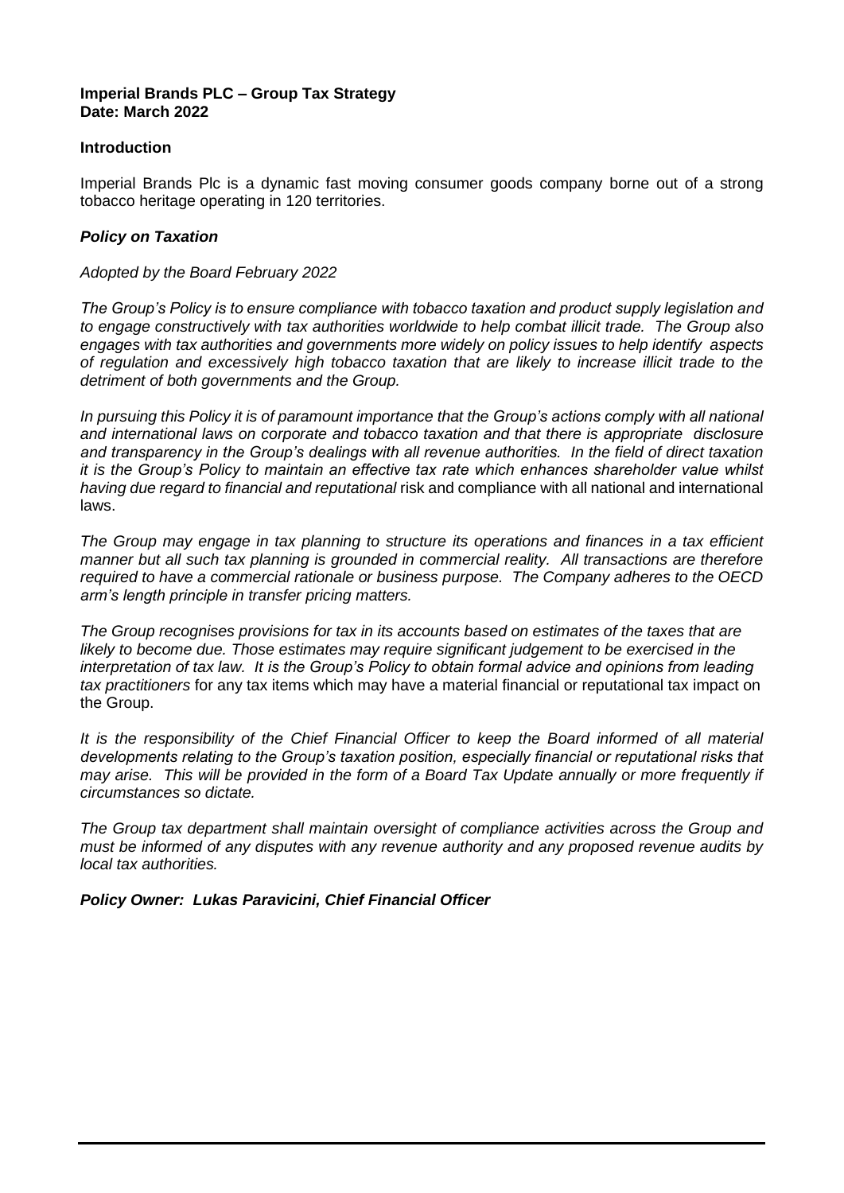**Imperial Brands PLC – Group Tax Strategy**
**Date: March 2022**

**Introduction**

Imperial Brands Plc is a dynamic fast moving consumer goods company borne out of a strong tobacco heritage operating in 120 territories.

***Policy on Taxation***

*Adopted by the Board February 2022*

*The Group's Policy is to ensure compliance with tobacco taxation and product supply legislation and to engage constructively with tax authorities worldwide to help combat illicit trade. The Group also engages with tax authorities and governments more widely on policy issues to help identify aspects of regulation and excessively high tobacco taxation that are likely to increase illicit trade to the detriment of both governments and the Group.*

*In pursuing this Policy it is of paramount importance that the Group's actions comply with all national and international laws on corporate and tobacco taxation and that there is appropriate disclosure and transparency in the Group's dealings with all revenue authorities. In the field of direct taxation it is the Group's Policy to maintain an effective tax rate which enhances shareholder value whilst having due regard to financial and reputational* risk and compliance with all national and international laws.

*The Group may engage in tax planning to structure its operations and finances in a tax efficient manner but all such tax planning is grounded in commercial reality. All transactions are therefore required to have a commercial rationale or business purpose. The Company adheres to the OECD arm's length principle in transfer pricing matters.*

*The Group recognises provisions for tax in its accounts based on estimates of the taxes that are likely to become due. Those estimates may require significant judgement to be exercised in the interpretation of tax law. It is the Group's Policy to obtain formal advice and opinions from leading tax practitioners* for any tax items which may have a material financial or reputational tax impact on the Group.

*It is the responsibility of the Chief Financial Officer to keep the Board informed of all material developments relating to the Group's taxation position, especially financial or reputational risks that may arise. This will be provided in the form of a Board Tax Update annually or more frequently if circumstances so dictate.*

*The Group tax department shall maintain oversight of compliance activities across the Group and must be informed of any disputes with any revenue authority and any proposed revenue audits by local tax authorities.*

***Policy Owner: Lukas Paravicini, Chief Financial Officer***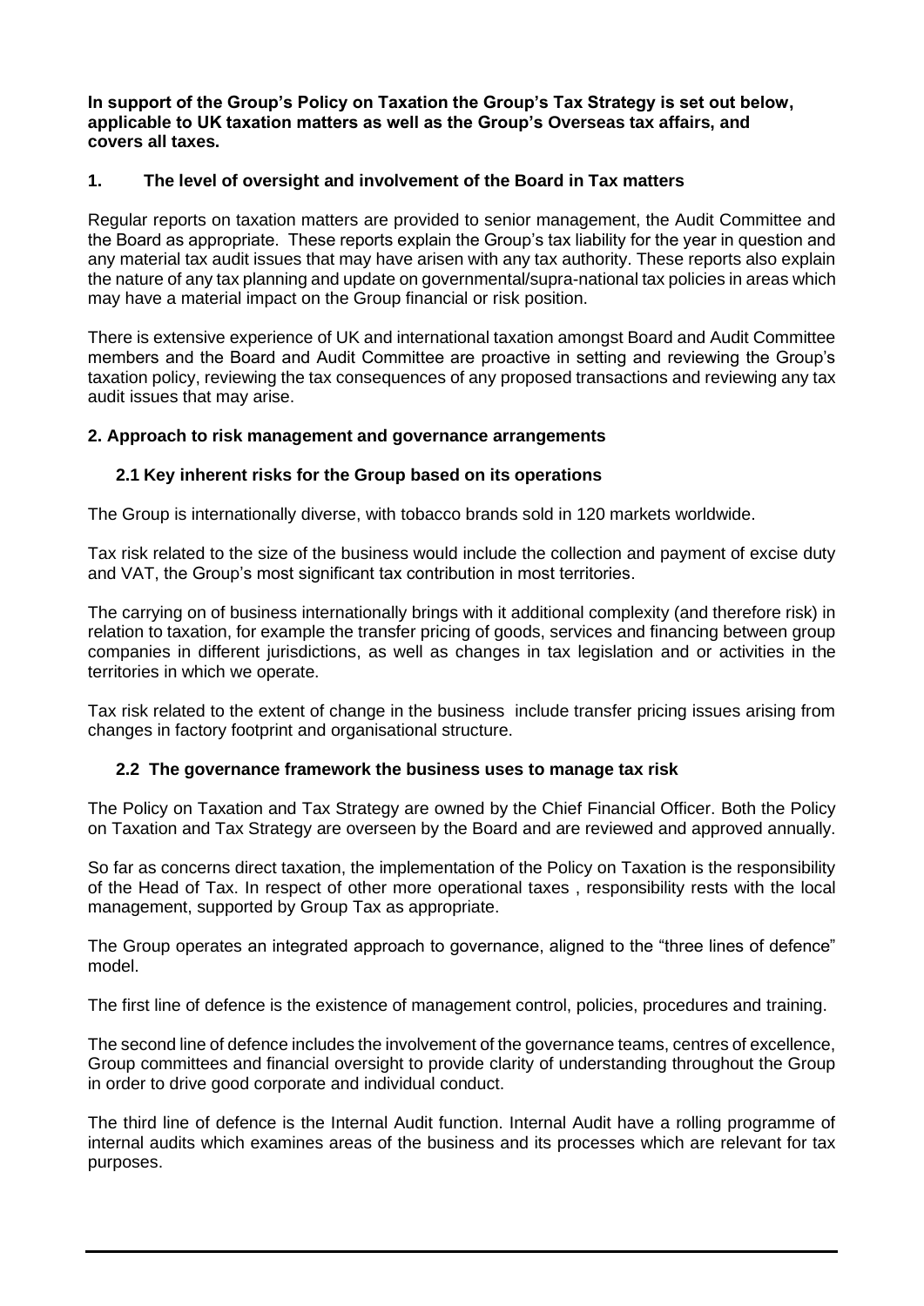**In support of the Group's Policy on Taxation the Group's Tax Strategy is set out below, applicable to UK taxation matters as well as the Group's Overseas tax affairs, and covers all taxes.**

## 1. The level of oversight and involvement of the Board in Tax matters

Regular reports on taxation matters are provided to senior management, the Audit Committee and the Board as appropriate. These reports explain the Group's tax liability for the year in question and any material tax audit issues that may have arisen with any tax authority. These reports also explain the nature of any tax planning and update on governmental/supra-national tax policies in areas which may have a material impact on the Group financial or risk position.

There is extensive experience of UK and international taxation amongst Board and Audit Committee members and the Board and Audit Committee are proactive in setting and reviewing the Group's taxation policy, reviewing the tax consequences of any proposed transactions and reviewing any tax audit issues that may arise.

## 2. Approach to risk management and governance arrangements

### 2.1 Key inherent risks for the Group based on its operations

The Group is internationally diverse, with tobacco brands sold in 120 markets worldwide.

Tax risk related to the size of the business would include the collection and payment of excise duty and VAT, the Group's most significant tax contribution in most territories.

The carrying on of business internationally brings with it additional complexity (and therefore risk) in relation to taxation, for example the transfer pricing of goods, services and financing between group companies in different jurisdictions, as well as changes in tax legislation and or activities in the territories in which we operate.

Tax risk related to the extent of change in the business include transfer pricing issues arising from changes in factory footprint and organisational structure.

### 2.2 The governance framework the business uses to manage tax risk

The Policy on Taxation and Tax Strategy are owned by the Chief Financial Officer. Both the Policy on Taxation and Tax Strategy are overseen by the Board and are reviewed and approved annually.

So far as concerns direct taxation, the implementation of the Policy on Taxation is the responsibility of the Head of Tax. In respect of other more operational taxes , responsibility rests with the local management, supported by Group Tax as appropriate.

The Group operates an integrated approach to governance, aligned to the "three lines of defence" model.

The first line of defence is the existence of management control, policies, procedures and training.

The second line of defence includes the involvement of the governance teams, centres of excellence, Group committees and financial oversight to provide clarity of understanding throughout the Group in order to drive good corporate and individual conduct.

The third line of defence is the Internal Audit function. Internal Audit have a rolling programme of internal audits which examines areas of the business and its processes which are relevant for tax purposes.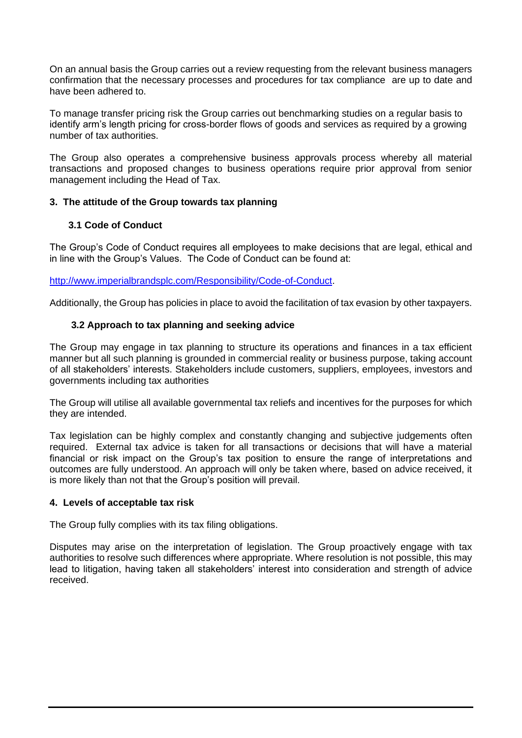On an annual basis the Group carries out a review requesting from the relevant business managers confirmation that the necessary processes and procedures for tax compliance are up to date and have been adhered to.

To manage transfer pricing risk the Group carries out benchmarking studies on a regular basis to identify arm's length pricing for cross-border flows of goods and services as required by a growing number of tax authorities.

The Group also operates a comprehensive business approvals process whereby all material transactions and proposed changes to business operations require prior approval from senior management including the Head of Tax.

## 3. The attitude of the Group towards tax planning

### 3.1 Code of Conduct

The Group's Code of Conduct requires all employees to make decisions that are legal, ethical and in line with the Group's Values. The Code of Conduct can be found at:

http://www.imperialbrandsplc.com/Responsibility/Code-of-Conduct.

Additionally, the Group has policies in place to avoid the facilitation of tax evasion by other taxpayers.

### 3.2 Approach to tax planning and seeking advice

The Group may engage in tax planning to structure its operations and finances in a tax efficient manner but all such planning is grounded in commercial reality or business purpose, taking account of all stakeholders' interests. Stakeholders include customers, suppliers, employees, investors and governments including tax authorities

The Group will utilise all available governmental tax reliefs and incentives for the purposes for which they are intended.

Tax legislation can be highly complex and constantly changing and subjective judgements often required. External tax advice is taken for all transactions or decisions that will have a material financial or risk impact on the Group's tax position to ensure the range of interpretations and outcomes are fully understood. An approach will only be taken where, based on advice received, it is more likely than not that the Group's position will prevail.

## 4. Levels of acceptable tax risk

The Group fully complies with its tax filing obligations.

Disputes may arise on the interpretation of legislation. The Group proactively engage with tax authorities to resolve such differences where appropriate. Where resolution is not possible, this may lead to litigation, having taken all stakeholders' interest into consideration and strength of advice received.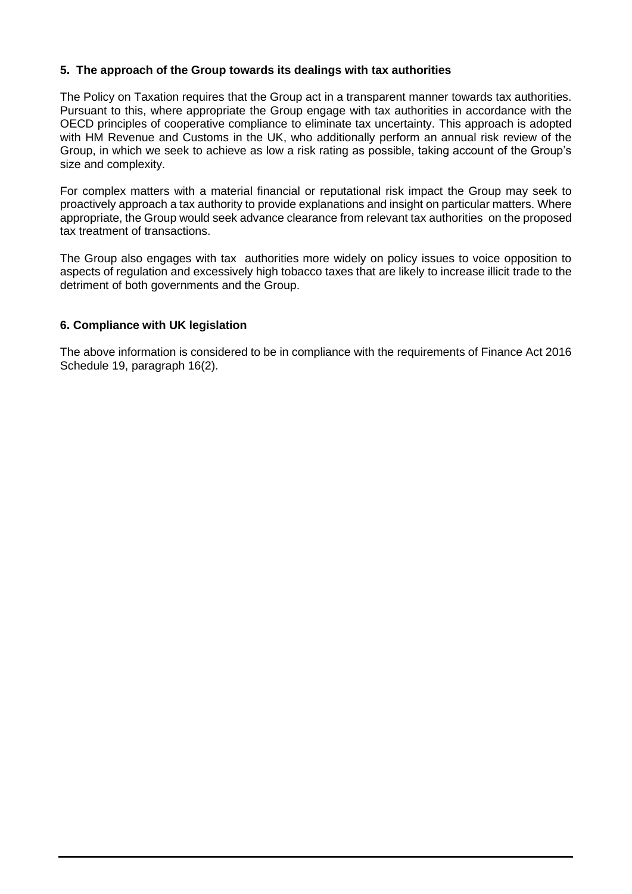## 5. The approach of the Group towards its dealings with tax authorities

The Policy on Taxation requires that the Group act in a transparent manner towards tax authorities. Pursuant to this, where appropriate the Group engage with tax authorities in accordance with the OECD principles of cooperative compliance to eliminate tax uncertainty. This approach is adopted with HM Revenue and Customs in the UK, who additionally perform an annual risk review of the Group, in which we seek to achieve as low a risk rating as possible, taking account of the Group's size and complexity.

For complex matters with a material financial or reputational risk impact the Group may seek to proactively approach a tax authority to provide explanations and insight on particular matters. Where appropriate, the Group would seek advance clearance from relevant tax authorities on the proposed tax treatment of transactions.

The Group also engages with tax authorities more widely on policy issues to voice opposition to aspects of regulation and excessively high tobacco taxes that are likely to increase illicit trade to the detriment of both governments and the Group.

## 6. Compliance with UK legislation

The above information is considered to be in compliance with the requirements of Finance Act 2016 Schedule 19, paragraph 16(2).